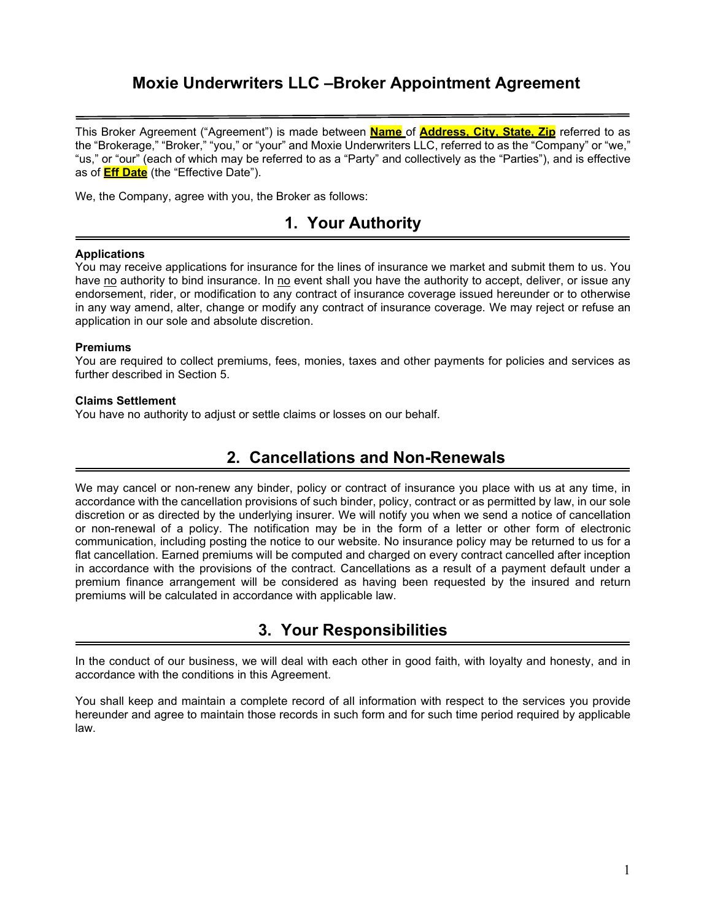# Moxie Underwriters LLC –Broker Appointment Agreement

This Broker Agreement ("Agreement") is made between **Name** of **Address, City, State, Zip** referred to as the "Brokerage," "Broker," "you," or "your" and Moxie Underwriters LLC, referred to as the "Company" or "we," "us," or "our" (each of which may be referred to as a "Party" and collectively as the "Parties"), and is effective as of **Eff Date** (the "Effective Date").

We, the Company, agree with you, the Broker as follows:

## 1. Your Authority

**Applications**
You may receive applications for insurance for the lines of insurance we market and submit them to us. You have no authority to bind insurance. In no event shall you have the authority to accept, deliver, or issue any endorsement, rider, or modification to any contract of insurance coverage issued hereunder or to otherwise in any way amend, alter, change or modify any contract of insurance coverage. We may reject or refuse an application in our sole and absolute discretion.

**Premiums**
You are required to collect premiums, fees, monies, taxes and other payments for policies and services as further described in Section 5.

**Claims Settlement**
You have no authority to adjust or settle claims or losses on our behalf.

## 2. Cancellations and Non-Renewals

We may cancel or non-renew any binder, policy or contract of insurance you place with us at any time, in accordance with the cancellation provisions of such binder, policy, contract or as permitted by law, in our sole discretion or as directed by the underlying insurer. We will notify you when we send a notice of cancellation or non-renewal of a policy. The notification may be in the form of a letter or other form of electronic communication, including posting the notice to our website. No insurance policy may be returned to us for a flat cancellation. Earned premiums will be computed and charged on every contract cancelled after inception in accordance with the provisions of the contract. Cancellations as a result of a payment default under a premium finance arrangement will be considered as having been requested by the insured and return premiums will be calculated in accordance with applicable law.

## 3. Your Responsibilities

In the conduct of our business, we will deal with each other in good faith, with loyalty and honesty, and in accordance with the conditions in this Agreement.

You shall keep and maintain a complete record of all information with respect to the services you provide hereunder and agree to maintain those records in such form and for such time period required by applicable law.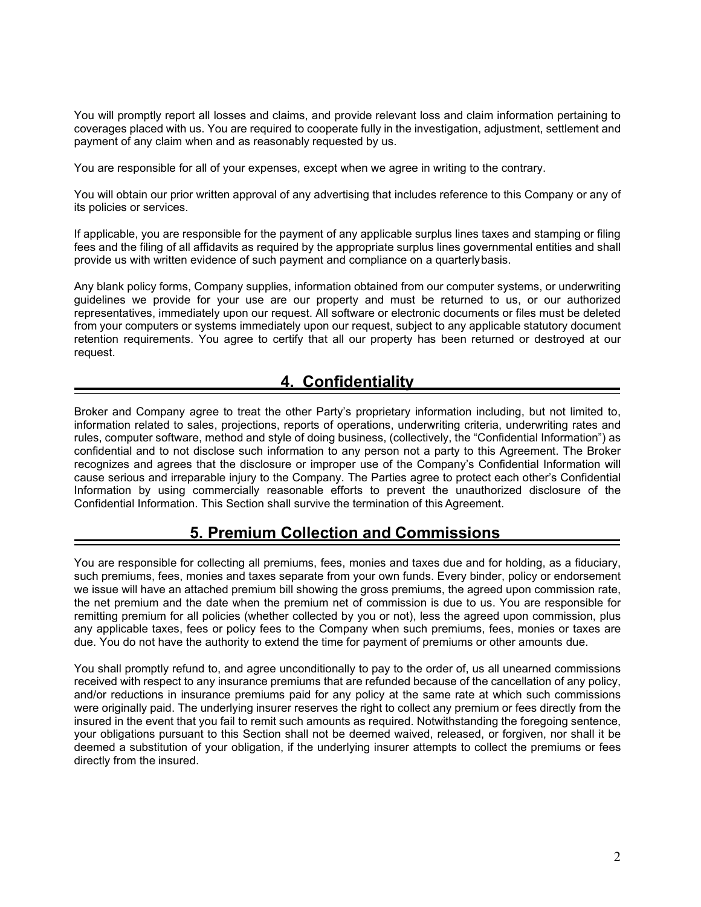You will promptly report all losses and claims, and provide relevant loss and claim information pertaining to coverages placed with us. You are required to cooperate fully in the investigation, adjustment, settlement and payment of any claim when and as reasonably requested by us.

You are responsible for all of your expenses, except when we agree in writing to the contrary.

You will obtain our prior written approval of any advertising that includes reference to this Company or any of its policies or services.

If applicable, you are responsible for the payment of any applicable surplus lines taxes and stamping or filing fees and the filing of all affidavits as required by the appropriate surplus lines governmental entities and shall provide us with written evidence of such payment and compliance on a quarterly basis.

Any blank policy forms, Company supplies, information obtained from our computer systems, or underwriting guidelines we provide for your use are our property and must be returned to us, or our authorized representatives, immediately upon our request. All software or electronic documents or files must be deleted from your computers or systems immediately upon our request, subject to any applicable statutory document retention requirements. You agree to certify that all our property has been returned or destroyed at our request.

## 4. Confidentiality

Broker and Company agree to treat the other Party's proprietary information including, but not limited to, information related to sales, projections, reports of operations, underwriting criteria, underwriting rates and rules, computer software, method and style of doing business, (collectively, the "Confidential Information") as confidential and to not disclose such information to any person not a party to this Agreement. The Broker recognizes and agrees that the disclosure or improper use of the Company's Confidential Information will cause serious and irreparable injury to the Company. The Parties agree to protect each other's Confidential Information by using commercially reasonable efforts to prevent the unauthorized disclosure of the Confidential Information. This Section shall survive the termination of this Agreement.

## 5. Premium Collection and Commissions

You are responsible for collecting all premiums, fees, monies and taxes due and for holding, as a fiduciary, such premiums, fees, monies and taxes separate from your own funds. Every binder, policy or endorsement we issue will have an attached premium bill showing the gross premiums, the agreed upon commission rate, the net premium and the date when the premium net of commission is due to us. You are responsible for remitting premium for all policies (whether collected by you or not), less the agreed upon commission, plus any applicable taxes, fees or policy fees to the Company when such premiums, fees, monies or taxes are due. You do not have the authority to extend the time for payment of premiums or other amounts due.

You shall promptly refund to, and agree unconditionally to pay to the order of, us all unearned commissions received with respect to any insurance premiums that are refunded because of the cancellation of any policy, and/or reductions in insurance premiums paid for any policy at the same rate at which such commissions were originally paid. The underlying insurer reserves the right to collect any premium or fees directly from the insured in the event that you fail to remit such amounts as required. Notwithstanding the foregoing sentence, your obligations pursuant to this Section shall not be deemed waived, released, or forgiven, nor shall it be deemed a substitution of your obligation, if the underlying insurer attempts to collect the premiums or fees directly from the insured.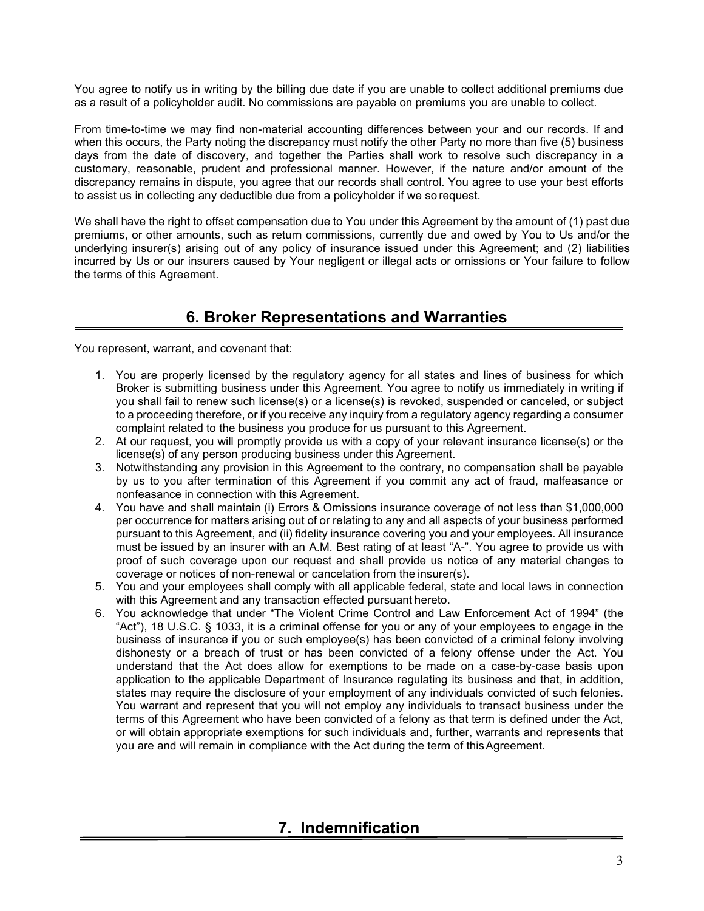You agree to notify us in writing by the billing due date if you are unable to collect additional premiums due as a result of a policyholder audit. No commissions are payable on premiums you are unable to collect.

From time-to-time we may find non-material accounting differences between your and our records. If and when this occurs, the Party noting the discrepancy must notify the other Party no more than five (5) business days from the date of discovery, and together the Parties shall work to resolve such discrepancy in a customary, reasonable, prudent and professional manner. However, if the nature and/or amount of the discrepancy remains in dispute, you agree that our records shall control. You agree to use your best efforts to assist us in collecting any deductible due from a policyholder if we so request.

We shall have the right to offset compensation due to You under this Agreement by the amount of (1) past due premiums, or other amounts, such as return commissions, currently due and owed by You to Us and/or the underlying insurer(s) arising out of any policy of insurance issued under this Agreement; and (2) liabilities incurred by Us or our insurers caused by Your negligent or illegal acts or omissions or Your failure to follow the terms of this Agreement.

## 6. Broker Representations and Warranties

You represent, warrant, and covenant that:

1. You are properly licensed by the regulatory agency for all states and lines of business for which Broker is submitting business under this Agreement. You agree to notify us immediately in writing if you shall fail to renew such license(s) or a license(s) is revoked, suspended or canceled, or subject to a proceeding therefore, or if you receive any inquiry from a regulatory agency regarding a consumer complaint related to the business you produce for us pursuant to this Agreement.
2. At our request, you will promptly provide us with a copy of your relevant insurance license(s) or the license(s) of any person producing business under this Agreement.
3. Notwithstanding any provision in this Agreement to the contrary, no compensation shall be payable by us to you after termination of this Agreement if you commit any act of fraud, malfeasance or nonfeasance in connection with this Agreement.
4. You have and shall maintain (i) Errors & Omissions insurance coverage of not less than $1,000,000 per occurrence for matters arising out of or relating to any and all aspects of your business performed pursuant to this Agreement, and (ii) fidelity insurance covering you and your employees. All insurance must be issued by an insurer with an A.M. Best rating of at least "A-". You agree to provide us with proof of such coverage upon our request and shall provide us notice of any material changes to coverage or notices of non-renewal or cancelation from the insurer(s).
5. You and your employees shall comply with all applicable federal, state and local laws in connection with this Agreement and any transaction effected pursuant hereto.
6. You acknowledge that under "The Violent Crime Control and Law Enforcement Act of 1994" (the "Act"), 18 U.S.C. § 1033, it is a criminal offense for you or any of your employees to engage in the business of insurance if you or such employee(s) has been convicted of a criminal felony involving dishonesty or a breach of trust or has been convicted of a felony offense under the Act. You understand that the Act does allow for exemptions to be made on a case-by-case basis upon application to the applicable Department of Insurance regulating its business and that, in addition, states may require the disclosure of your employment of any individuals convicted of such felonies. You warrant and represent that you will not employ any individuals to transact business under the terms of this Agreement who have been convicted of a felony as that term is defined under the Act, or will obtain appropriate exemptions for such individuals and, further, warrants and represents that you are and will remain in compliance with the Act during the term of this Agreement.

## 7. Indemnification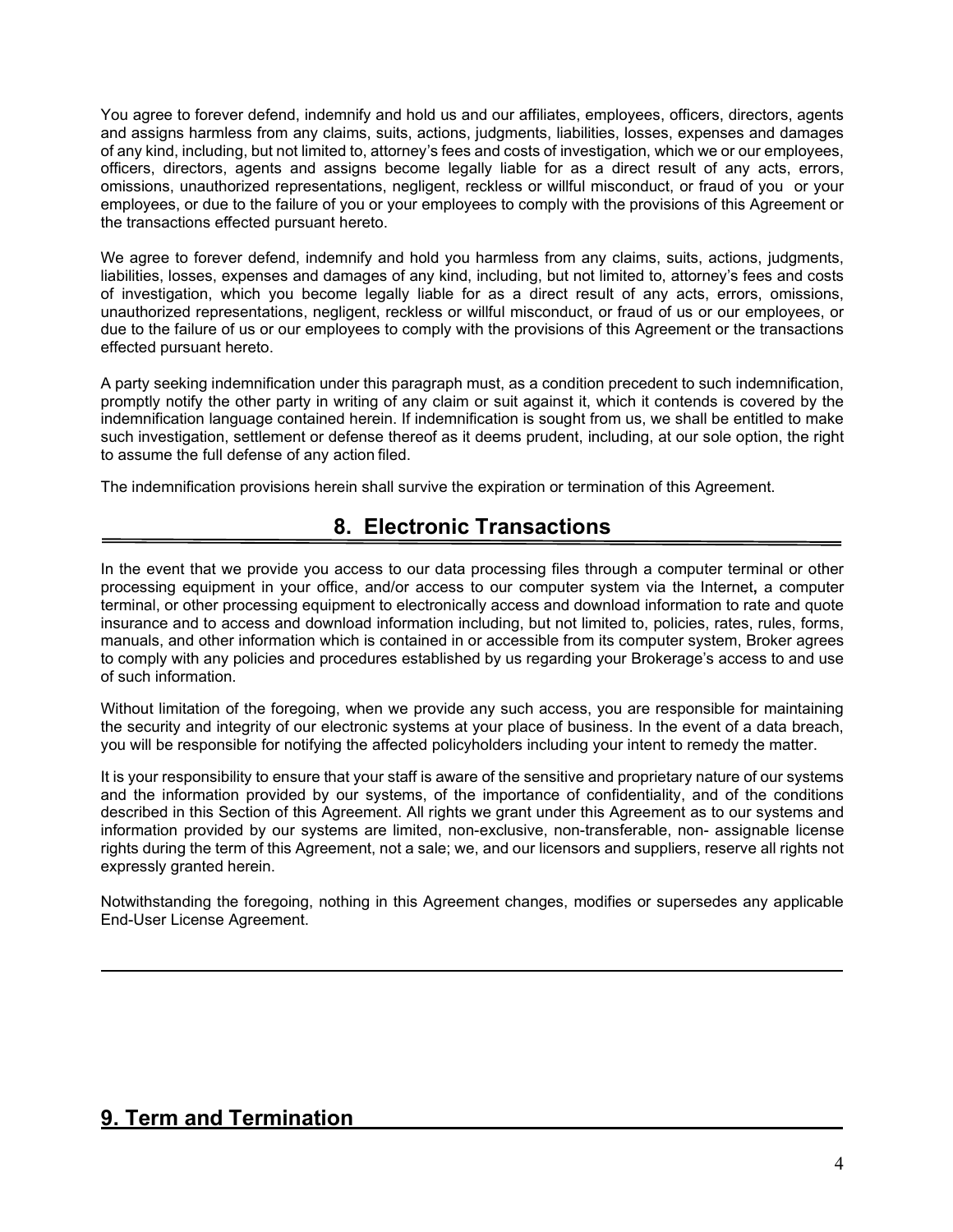You agree to forever defend, indemnify and hold us and our affiliates, employees, officers, directors, agents and assigns harmless from any claims, suits, actions, judgments, liabilities, losses, expenses and damages of any kind, including, but not limited to, attorney's fees and costs of investigation, which we or our employees, officers, directors, agents and assigns become legally liable for as a direct result of any acts, errors, omissions, unauthorized representations, negligent, reckless or willful misconduct, or fraud of you or your employees, or due to the failure of you or your employees to comply with the provisions of this Agreement or the transactions effected pursuant hereto.

We agree to forever defend, indemnify and hold you harmless from any claims, suits, actions, judgments, liabilities, losses, expenses and damages of any kind, including, but not limited to, attorney's fees and costs of investigation, which you become legally liable for as a direct result of any acts, errors, omissions, unauthorized representations, negligent, reckless or willful misconduct, or fraud of us or our employees, or due to the failure of us or our employees to comply with the provisions of this Agreement or the transactions effected pursuant hereto.

A party seeking indemnification under this paragraph must, as a condition precedent to such indemnification, promptly notify the other party in writing of any claim or suit against it, which it contends is covered by the indemnification language contained herein. If indemnification is sought from us, we shall be entitled to make such investigation, settlement or defense thereof as it deems prudent, including, at our sole option, the right to assume the full defense of any action filed.

The indemnification provisions herein shall survive the expiration or termination of this Agreement.

## 8. Electronic Transactions

In the event that we provide you access to our data processing files through a computer terminal or other processing equipment in your office, and/or access to our computer system via the Internet**,** a computer terminal, or other processing equipment to electronically access and download information to rate and quote insurance and to access and download information including, but not limited to, policies, rates, rules, forms, manuals, and other information which is contained in or accessible from its computer system, Broker agrees to comply with any policies and procedures established by us regarding your Brokerage's access to and use of such information.

Without limitation of the foregoing, when we provide any such access, you are responsible for maintaining the security and integrity of our electronic systems at your place of business. In the event of a data breach, you will be responsible for notifying the affected policyholders including your intent to remedy the matter.

It is your responsibility to ensure that your staff is aware of the sensitive and proprietary nature of our systems and the information provided by our systems, of the importance of confidentiality, and of the conditions described in this Section of this Agreement. All rights we grant under this Agreement as to our systems and information provided by our systems are limited, non-exclusive, non-transferable, non- assignable license rights during the term of this Agreement, not a sale; we, and our licensors and suppliers, reserve all rights not expressly granted herein.

Notwithstanding the foregoing, nothing in this Agreement changes, modifies or supersedes any applicable End-User License Agreement.

## 9. Term and Termination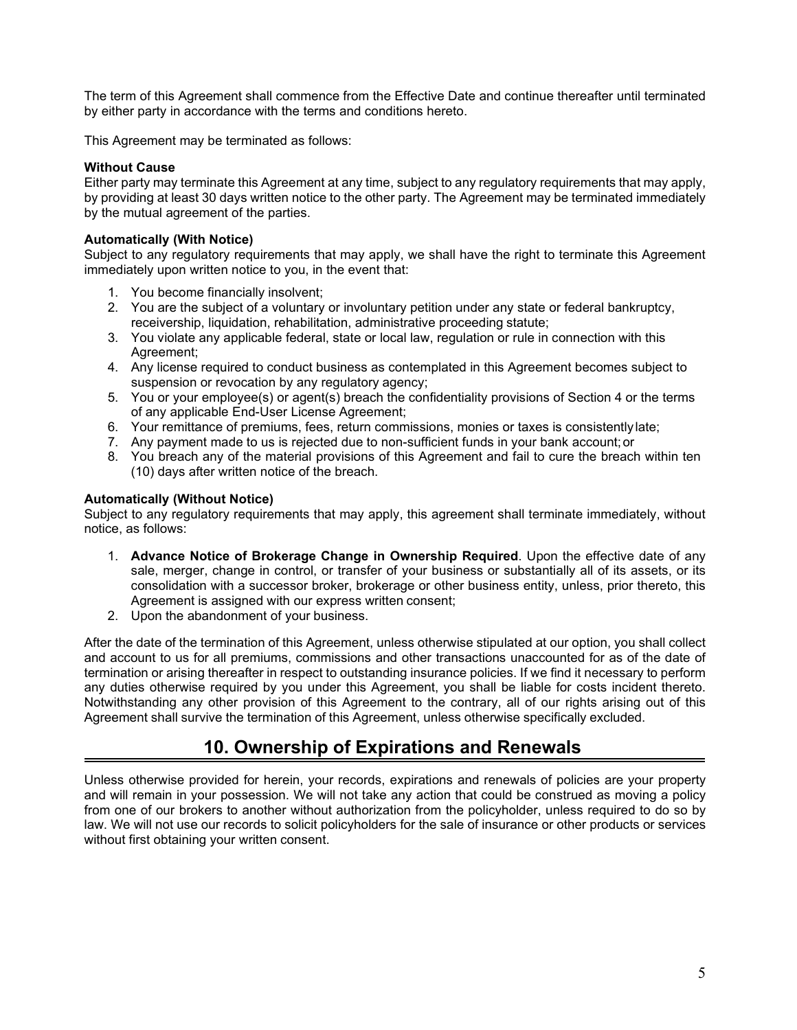The term of this Agreement shall commence from the Effective Date and continue thereafter until terminated by either party in accordance with the terms and conditions hereto.

This Agreement may be terminated as follows:

**Without Cause**

Either party may terminate this Agreement at any time, subject to any regulatory requirements that may apply, by providing at least 30 days written notice to the other party. The Agreement may be terminated immediately by the mutual agreement of the parties.

**Automatically (With Notice)**

Subject to any regulatory requirements that may apply, we shall have the right to terminate this Agreement immediately upon written notice to you, in the event that:

1. You become financially insolvent;
2. You are the subject of a voluntary or involuntary petition under any state or federal bankruptcy, receivership, liquidation, rehabilitation, administrative proceeding statute;
3. You violate any applicable federal, state or local law, regulation or rule in connection with this Agreement;
4. Any license required to conduct business as contemplated in this Agreement becomes subject to suspension or revocation by any regulatory agency;
5. You or your employee(s) or agent(s) breach the confidentiality provisions of Section 4 or the terms of any applicable End-User License Agreement;
6. Your remittance of premiums, fees, return commissions, monies or taxes is consistently late;
7. Any payment made to us is rejected due to non-sufficient funds in your bank account; or
8. You breach any of the material provisions of this Agreement and fail to cure the breach within ten (10) days after written notice of the breach.

**Automatically (Without Notice)**

Subject to any regulatory requirements that may apply, this agreement shall terminate immediately, without notice, as follows:

1. **Advance Notice of Brokerage Change in Ownership Required**. Upon the effective date of any sale, merger, change in control, or transfer of your business or substantially all of its assets, or its consolidation with a successor broker, brokerage or other business entity, unless, prior thereto, this Agreement is assigned with our express written consent;
2. Upon the abandonment of your business.

After the date of the termination of this Agreement, unless otherwise stipulated at our option, you shall collect and account to us for all premiums, commissions and other transactions unaccounted for as of the date of termination or arising thereafter in respect to outstanding insurance policies. If we find it necessary to perform any duties otherwise required by you under this Agreement, you shall be liable for costs incident thereto. Notwithstanding any other provision of this Agreement to the contrary, all of our rights arising out of this Agreement shall survive the termination of this Agreement, unless otherwise specifically excluded.

## 10. Ownership of Expirations and Renewals

Unless otherwise provided for herein, your records, expirations and renewals of policies are your property and will remain in your possession. We will not take any action that could be construed as moving a policy from one of our brokers to another without authorization from the policyholder, unless required to do so by law. We will not use our records to solicit policyholders for the sale of insurance or other products or services without first obtaining your written consent.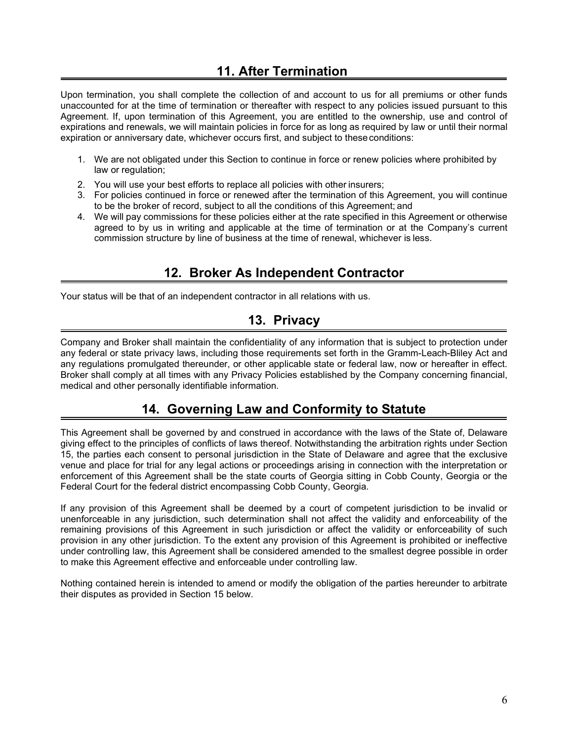## 11. After Termination

Upon termination, you shall complete the collection of and account to us for all premiums or other funds unaccounted for at the time of termination or thereafter with respect to any policies issued pursuant to this Agreement. If, upon termination of this Agreement, you are entitled to the ownership, use and control of expirations and renewals, we will maintain policies in force for as long as required by law or until their normal expiration or anniversary date, whichever occurs first, and subject to these conditions:

1. We are not obligated under this Section to continue in force or renew policies where prohibited by law or regulation;
2. You will use your best efforts to replace all policies with other insurers;
3. For policies continued in force or renewed after the termination of this Agreement, you will continue to be the broker of record, subject to all the conditions of this Agreement; and
4. We will pay commissions for these policies either at the rate specified in this Agreement or otherwise agreed to by us in writing and applicable at the time of termination or at the Company's current commission structure by line of business at the time of renewal, whichever is less.

## 12. Broker As Independent Contractor

Your status will be that of an independent contractor in all relations with us.

## 13. Privacy

Company and Broker shall maintain the confidentiality of any information that is subject to protection under any federal or state privacy laws, including those requirements set forth in the Gramm-Leach-Bliley Act and any regulations promulgated thereunder, or other applicable state or federal law, now or hereafter in effect. Broker shall comply at all times with any Privacy Policies established by the Company concerning financial, medical and other personally identifiable information.

## 14. Governing Law and Conformity to Statute

This Agreement shall be governed by and construed in accordance with the laws of the State of, Delaware giving effect to the principles of conflicts of laws thereof. Notwithstanding the arbitration rights under Section 15, the parties each consent to personal jurisdiction in the State of Delaware and agree that the exclusive venue and place for trial for any legal actions or proceedings arising in connection with the interpretation or enforcement of this Agreement shall be the state courts of Georgia sitting in Cobb County, Georgia or the Federal Court for the federal district encompassing Cobb County, Georgia.

If any provision of this Agreement shall be deemed by a court of competent jurisdiction to be invalid or unenforceable in any jurisdiction, such determination shall not affect the validity and enforceability of the remaining provisions of this Agreement in such jurisdiction or affect the validity or enforceability of such provision in any other jurisdiction. To the extent any provision of this Agreement is prohibited or ineffective under controlling law, this Agreement shall be considered amended to the smallest degree possible in order to make this Agreement effective and enforceable under controlling law.

Nothing contained herein is intended to amend or modify the obligation of the parties hereunder to arbitrate their disputes as provided in Section 15 below.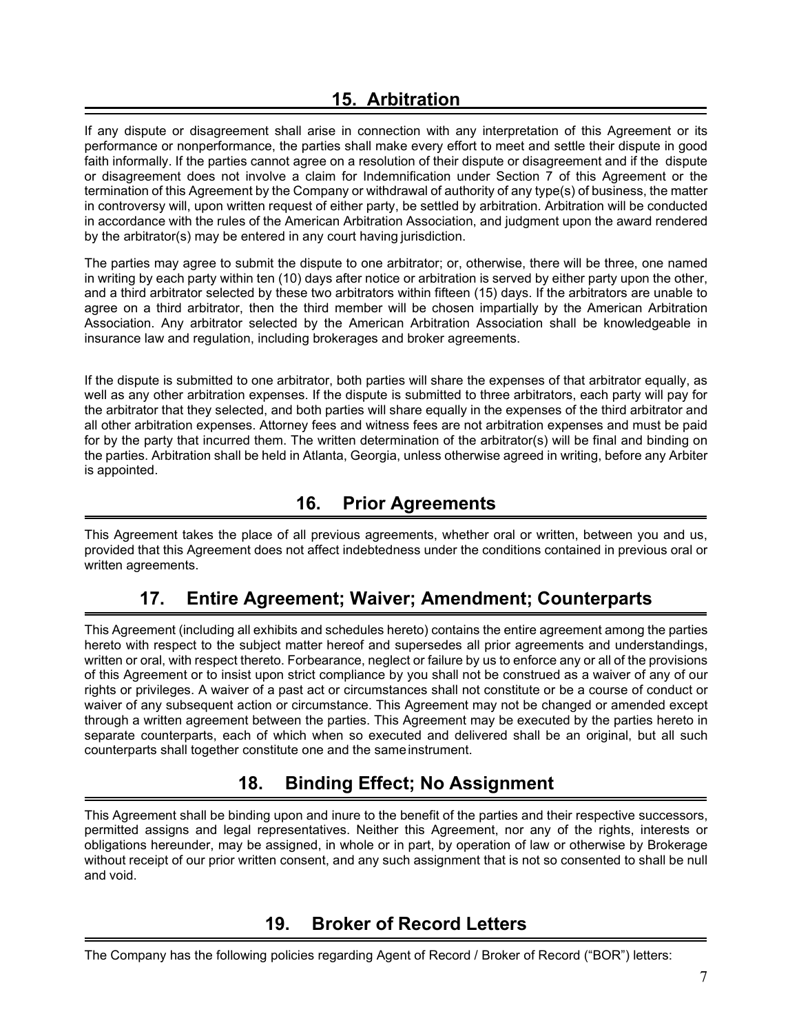## 15. Arbitration

If any dispute or disagreement shall arise in connection with any interpretation of this Agreement or its performance or nonperformance, the parties shall make every effort to meet and settle their dispute in good faith informally. If the parties cannot agree on a resolution of their dispute or disagreement and if the dispute or disagreement does not involve a claim for Indemnification under Section 7 of this Agreement or the termination of this Agreement by the Company or withdrawal of authority of any type(s) of business, the matter in controversy will, upon written request of either party, be settled by arbitration. Arbitration will be conducted in accordance with the rules of the American Arbitration Association, and judgment upon the award rendered by the arbitrator(s) may be entered in any court having jurisdiction.

The parties may agree to submit the dispute to one arbitrator; or, otherwise, there will be three, one named in writing by each party within ten (10) days after notice or arbitration is served by either party upon the other, and a third arbitrator selected by these two arbitrators within fifteen (15) days. If the arbitrators are unable to agree on a third arbitrator, then the third member will be chosen impartially by the American Arbitration Association. Any arbitrator selected by the American Arbitration Association shall be knowledgeable in insurance law and regulation, including brokerages and broker agreements.

If the dispute is submitted to one arbitrator, both parties will share the expenses of that arbitrator equally, as well as any other arbitration expenses. If the dispute is submitted to three arbitrators, each party will pay for the arbitrator that they selected, and both parties will share equally in the expenses of the third arbitrator and all other arbitration expenses. Attorney fees and witness fees are not arbitration expenses and must be paid for by the party that incurred them. The written determination of the arbitrator(s) will be final and binding on the parties. Arbitration shall be held in Atlanta, Georgia, unless otherwise agreed in writing, before any Arbiter is appointed.

## 16. Prior Agreements

This Agreement takes the place of all previous agreements, whether oral or written, between you and us, provided that this Agreement does not affect indebtedness under the conditions contained in previous oral or written agreements.

## 17. Entire Agreement; Waiver; Amendment; Counterparts

This Agreement (including all exhibits and schedules hereto) contains the entire agreement among the parties hereto with respect to the subject matter hereof and supersedes all prior agreements and understandings, written or oral, with respect thereto. Forbearance, neglect or failure by us to enforce any or all of the provisions of this Agreement or to insist upon strict compliance by you shall not be construed as a waiver of any of our rights or privileges. A waiver of a past act or circumstances shall not constitute or be a course of conduct or waiver of any subsequent action or circumstance. This Agreement may not be changed or amended except through a written agreement between the parties. This Agreement may be executed by the parties hereto in separate counterparts, each of which when so executed and delivered shall be an original, but all such counterparts shall together constitute one and the same instrument.

## 18. Binding Effect; No Assignment

This Agreement shall be binding upon and inure to the benefit of the parties and their respective successors, permitted assigns and legal representatives. Neither this Agreement, nor any of the rights, interests or obligations hereunder, may be assigned, in whole or in part, by operation of law or otherwise by Brokerage without receipt of our prior written consent, and any such assignment that is not so consented to shall be null and void.

## 19. Broker of Record Letters

The Company has the following policies regarding Agent of Record / Broker of Record ("BOR") letters: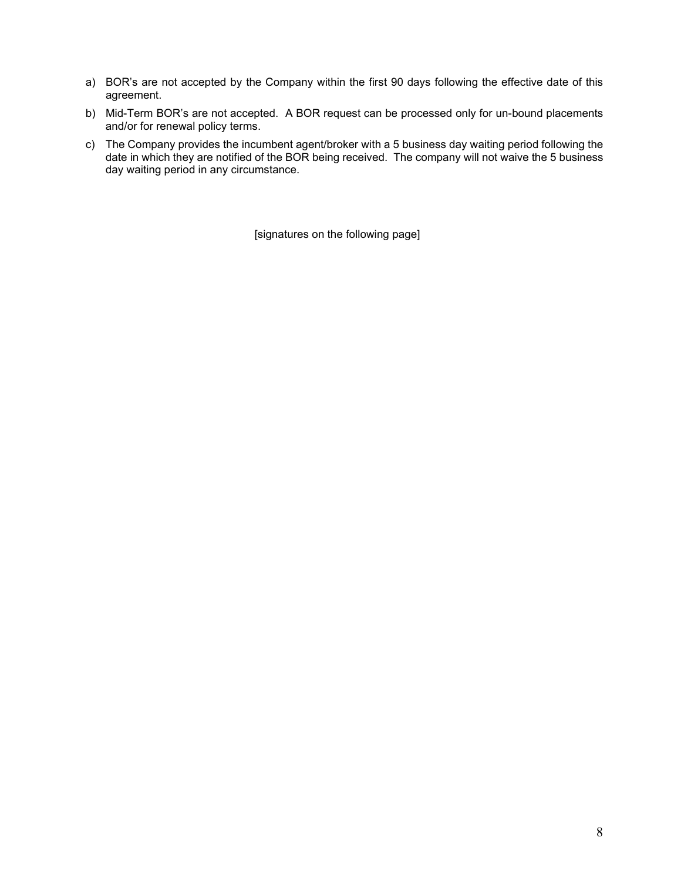a) BOR's are not accepted by the Company within the first 90 days following the effective date of this agreement.
b) Mid-Term BOR's are not accepted. A BOR request can be processed only for un-bound placements and/or for renewal policy terms.
c) The Company provides the incumbent agent/broker with a 5 business day waiting period following the date in which they are notified of the BOR being received. The company will not waive the 5 business day waiting period in any circumstance.

[signatures on the following page]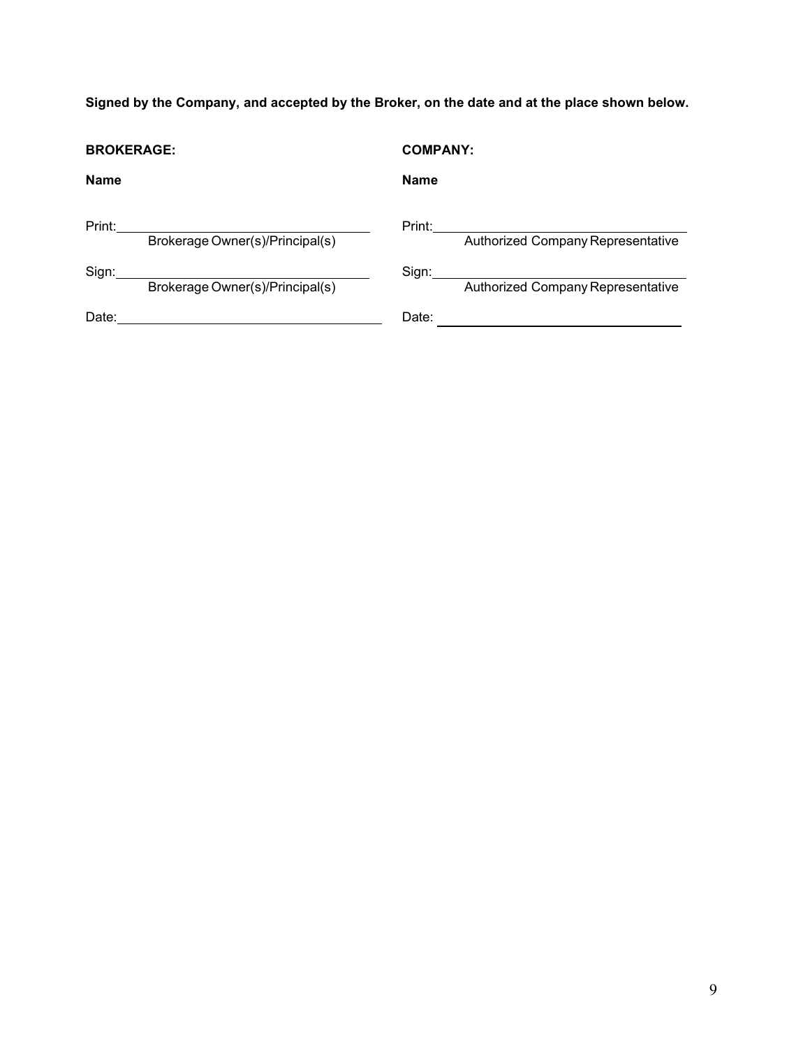**Signed by the Company, and accepted by the Broker, on the date and at the place shown below.**

| **BROKERAGE:** | **COMPANY:** |
|---|---|
| **Name** | **Name** |
| Print: ______________________________ | Print: ______________________________ |
| Brokerage Owner(s)/Principal(s) | Authorized Company Representative |
| Sign: ______________________________ | Sign: ______________________________ |
| Brokerage Owner(s)/Principal(s) | Authorized Company Representative |
| Date: ______________________________ | Date: ______________________________ |